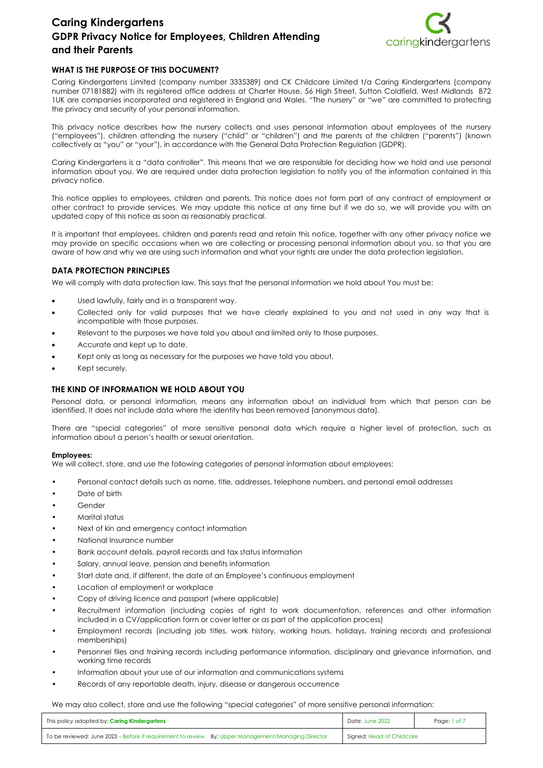# Caring Kindergartens
# GDPR Privacy Notice for Employees, Children Attending and their Parents

## WHAT IS THE PURPOSE OF THIS DOCUMENT?

Caring Kindergartens Limited (company number 3335389) and CK Childcare Limited t/a Caring Kindergartens (company number 07181882) with its registered office address at Charter House, 56 High Street, Sutton Coldfield, West Midlands B72 1UK are companies incorporated and registered in England and Wales. "The nursery" or "we" are committed to protecting the privacy and security of your personal information.

This privacy notice describes how the nursery collects and uses personal information about employees of the nursery ("employees"), children attending the nursery ("child" or "children") and the parents of the children ("parents") (known collectively as "you" or "your"), in accordance with the General Data Protection Regulation (GDPR).

Caring Kindergartens is a "data controller". This means that we are responsible for deciding how we hold and use personal information about you. We are required under data protection legislation to notify you of the information contained in this privacy notice.

This notice applies to employees, children and parents. This notice does not form part of any contract of employment or other contract to provide services. We may update this notice at any time but if we do so, we will provide you with an updated copy of this notice as soon as reasonably practical.

It is important that employees, children and parents read and retain this notice, together with any other privacy notice we may provide on specific occasions when we are collecting or processing personal information about you, so that you are aware of how and why we are using such information and what your rights are under the data protection legislation.

## DATA PROTECTION PRINCIPLES

We will comply with data protection law. This says that the personal information we hold about You must be:

- Used lawfully, fairly and in a transparent way.
- Collected only for valid purposes that we have clearly explained to you and not used in any way that is incompatible with those purposes.
- Relevant to the purposes we have told you about and limited only to those purposes.
- Accurate and kept up to date.
- Kept only as long as necessary for the purposes we have told you about.
- Kept securely.

## THE KIND OF INFORMATION WE HOLD ABOUT YOU

Personal data, or personal information, means any information about an individual from which that person can be identified. It does not include data where the identity has been removed (anonymous data).

There are "special categories" of more sensitive personal data which require a higher level of protection, such as information about a person's health or sexual orientation.

**Employees:**
We will collect, store, and use the following categories of personal information about employees:

- Personal contact details such as name, title, addresses, telephone numbers, and personal email addresses
- Date of birth
- Gender
- Marital status
- Next of kin and emergency contact information
- National Insurance number
- Bank account details, payroll records and tax status information
- Salary, annual leave, pension and benefits information
- Start date and, if different, the date of an Employee's continuous employment
- Location of employment or workplace
- Copy of driving licence and passport (where applicable)
- Recruitment information (including copies of right to work documentation, references and other information included in a CV/application form or cover letter or as part of the application process)
- Employment records (including job titles, work history, working hours, holidays, training records and professional memberships)
- Personnel files and training records including performance information, disciplinary and grievance information, and working time records
- Information about your use of our information and communications systems
- Records of any reportable death, injury, disease or dangerous occurrence

We may also collect, store and use the following "special categories" of more sensitive personal information:

| This policy adopted by: **Caring Kindergartens** | Date: June 2022 | Page: 1 of 7 |
|---|---|---|
| To be reviewed: June 2023 – Before if requirement to review. By: Upper Management/Managing Director | Signed: Head of Childcare | |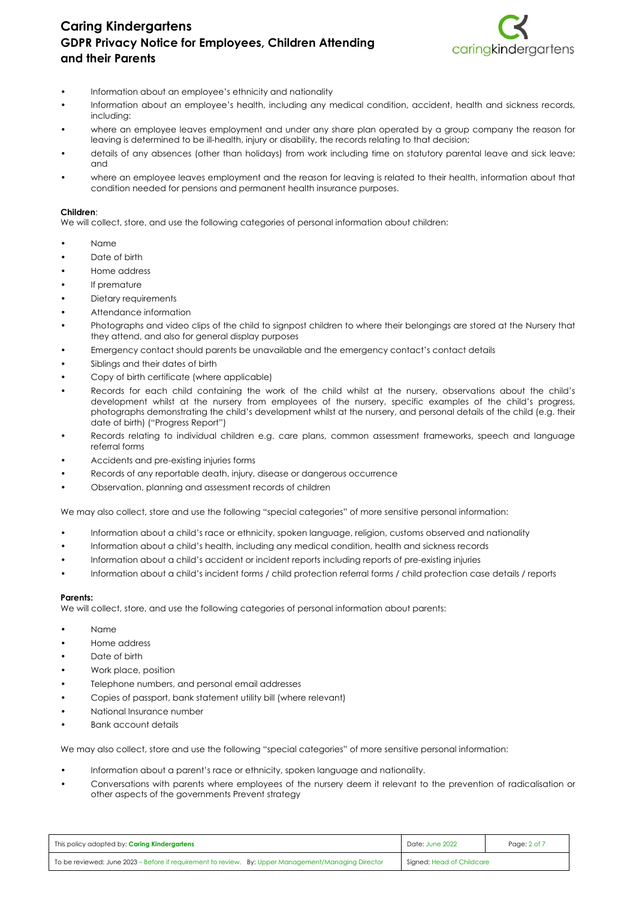- Information about an employee's ethnicity and nationality
- Information about an employee's health, including any medical condition, accident, health and sickness records, including:
- where an employee leaves employment and under any share plan operated by a group company the reason for leaving is determined to be ill-health, injury or disability, the records relating to that decision;
- details of any absences (other than holidays) from work including time on statutory parental leave and sick leave; and
- where an employee leaves employment and the reason for leaving is related to their health, information about that condition needed for pensions and permanent health insurance purposes.

**Children**:
We will collect, store, and use the following categories of personal information about children:

- Name
- Date of birth
- Home address
- If premature
- Dietary requirements
- Attendance information
- Photographs and video clips of the child to signpost children to where their belongings are stored at the Nursery that they attend, and also for general display purposes
- Emergency contact should parents be unavailable and the emergency contact's contact details
- Siblings and their dates of birth
- Copy of birth certificate (where applicable)
- Records for each child containing the work of the child whilst at the nursery, observations about the child's development whilst at the nursery from employees of the nursery, specific examples of the child's progress, photographs demonstrating the child's development whilst at the nursery, and personal details of the child (e.g. their date of birth) ("Progress Report")
- Records relating to individual children e.g. care plans, common assessment frameworks, speech and language referral forms
- Accidents and pre-existing injuries forms
- Records of any reportable death, injury, disease or dangerous occurrence
- Observation, planning and assessment records of children

We may also collect, store and use the following "special categories" of more sensitive personal information:

- Information about a child's race or ethnicity, spoken language, religion, customs observed and nationality
- Information about a child's health, including any medical condition, health and sickness records
- Information about a child's accident or incident reports including reports of pre-existing injuries
- Information about a child's incident forms / child protection referral forms / child protection case details / reports

**Parents:**
We will collect, store, and use the following categories of personal information about parents:

- Name
- Home address
- Date of birth
- Work place, position
- Telephone numbers, and personal email addresses
- Copies of passport, bank statement utility bill (where relevant)
- National Insurance number
- Bank account details

We may also collect, store and use the following "special categories" of more sensitive personal information:

- Information about a parent's race or ethnicity, spoken language and nationality.
- Conversations with parents where employees of the nursery deem it relevant to the prevention of radicalisation or other aspects of the governments Prevent strategy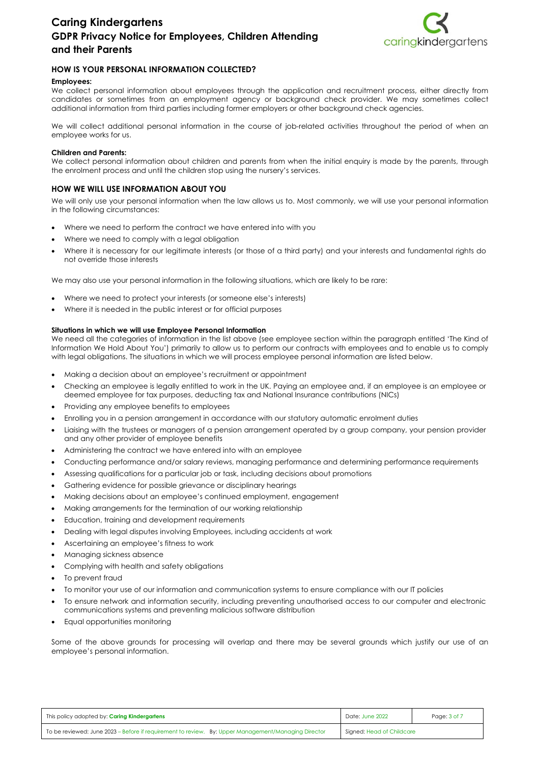## HOW IS YOUR PERSONAL INFORMATION COLLECTED?

**Employees:**

We collect personal information about employees through the application and recruitment process, either directly from candidates or sometimes from an employment agency or background check provider. We may sometimes collect additional information from third parties including former employers or other background check agencies.

We will collect additional personal information in the course of job-related activities throughout the period of when an employee works for us.

**Children and Parents:**

We collect personal information about children and parents from when the initial enquiry is made by the parents, through the enrolment process and until the children stop using the nursery's services.

## HOW WE WILL USE INFORMATION ABOUT YOU

We will only use your personal information when the law allows us to. Most commonly, we will use your personal information in the following circumstances:

- Where we need to perform the contract we have entered into with you
- Where we need to comply with a legal obligation
- Where it is necessary for our legitimate interests (or those of a third party) and your interests and fundamental rights do not override those interests

We may also use your personal information in the following situations, which are likely to be rare:

- Where we need to protect your interests (or someone else's interests)
- Where it is needed in the public interest or for official purposes

**Situations in which we will use Employee Personal Information**

We need all the categories of information in the list above (see employee section within the paragraph entitled 'The Kind of Information We Hold About You') primarily to allow us to perform our contracts with employees and to enable us to comply with legal obligations. The situations in which we will process employee personal information are listed below.

- Making a decision about an employee's recruitment or appointment
- Checking an employee is legally entitled to work in the UK. Paying an employee and, if an employee is an employee or deemed employee for tax purposes, deducting tax and National Insurance contributions (NICs)
- Providing any employee benefits to employees
- Enrolling you in a pension arrangement in accordance with our statutory automatic enrolment duties
- Liaising with the trustees or managers of a pension arrangement operated by a group company, your pension provider and any other provider of employee benefits
- Administering the contract we have entered into with an employee
- Conducting performance and/or salary reviews, managing performance and determining performance requirements
- Assessing qualifications for a particular job or task, including decisions about promotions
- Gathering evidence for possible grievance or disciplinary hearings
- Making decisions about an employee's continued employment, engagement
- Making arrangements for the termination of our working relationship
- Education, training and development requirements
- Dealing with legal disputes involving Employees, including accidents at work
- Ascertaining an employee's fitness to work
- Managing sickness absence
- Complying with health and safety obligations
- To prevent fraud
- To monitor your use of our information and communication systems to ensure compliance with our IT policies
- To ensure network and information security, including preventing unauthorised access to our computer and electronic communications systems and preventing malicious software distribution
- Equal opportunities monitoring

Some of the above grounds for processing will overlap and there may be several grounds which justify our use of an employee's personal information.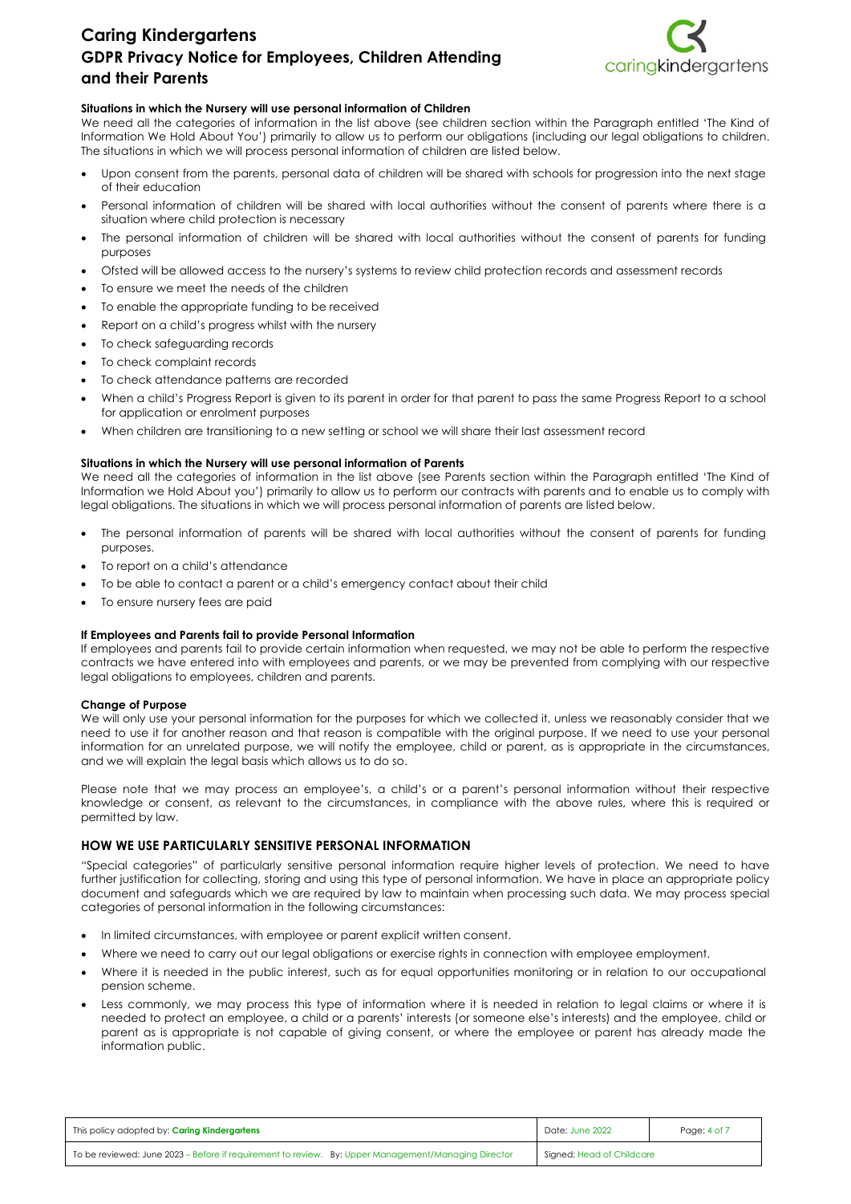**Situations in which the Nursery will use personal information of Children**

We need all the categories of information in the list above (see children section within the Paragraph entitled 'The Kind of Information We Hold About You') primarily to allow us to perform our obligations (including our legal obligations to children. The situations in which we will process personal information of children are listed below.

- Upon consent from the parents, personal data of children will be shared with schools for progression into the next stage of their education
- Personal information of children will be shared with local authorities without the consent of parents where there is a situation where child protection is necessary
- The personal information of children will be shared with local authorities without the consent of parents for funding purposes
- Ofsted will be allowed access to the nursery's systems to review child protection records and assessment records
- To ensure we meet the needs of the children
- To enable the appropriate funding to be received
- Report on a child's progress whilst with the nursery
- To check safeguarding records
- To check complaint records
- To check attendance patterns are recorded
- When a child's Progress Report is given to its parent in order for that parent to pass the same Progress Report to a school for application or enrolment purposes
- When children are transitioning to a new setting or school we will share their last assessment record

**Situations in which the Nursery will use personal information of Parents**

We need all the categories of information in the list above (see Parents section within the Paragraph entitled 'The Kind of Information we Hold About you') primarily to allow us to perform our contracts with parents and to enable us to comply with legal obligations. The situations in which we will process personal information of parents are listed below.

- The personal information of parents will be shared with local authorities without the consent of parents for funding purposes.
- To report on a child's attendance
- To be able to contact a parent or a child's emergency contact about their child
- To ensure nursery fees are paid

**If Employees and Parents fail to provide Personal Information**

If employees and parents fail to provide certain information when requested, we may not be able to perform the respective contracts we have entered into with employees and parents, or we may be prevented from complying with our respective legal obligations to employees, children and parents.

**Change of Purpose**

We will only use your personal information for the purposes for which we collected it, unless we reasonably consider that we need to use it for another reason and that reason is compatible with the original purpose. If we need to use your personal information for an unrelated purpose, we will notify the employee, child or parent, as is appropriate in the circumstances, and we will explain the legal basis which allows us to do so.

Please note that we may process an employee's, a child's or a parent's personal information without their respective knowledge or consent, as relevant to the circumstances, in compliance with the above rules, where this is required or permitted by law.

## HOW WE USE PARTICULARLY SENSITIVE PERSONAL INFORMATION

"Special categories" of particularly sensitive personal information require higher levels of protection. We need to have further justification for collecting, storing and using this type of personal information. We have in place an appropriate policy document and safeguards which we are required by law to maintain when processing such data. We may process special categories of personal information in the following circumstances:

- In limited circumstances, with employee or parent explicit written consent.
- Where we need to carry out our legal obligations or exercise rights in connection with employee employment.
- Where it is needed in the public interest, such as for equal opportunities monitoring or in relation to our occupational pension scheme.
- Less commonly, we may process this type of information where it is needed in relation to legal claims or where it is needed to protect an employee, a child or a parents' interests (or someone else's interests) and the employee, child or parent as is appropriate is not capable of giving consent, or where the employee or parent has already made the information public.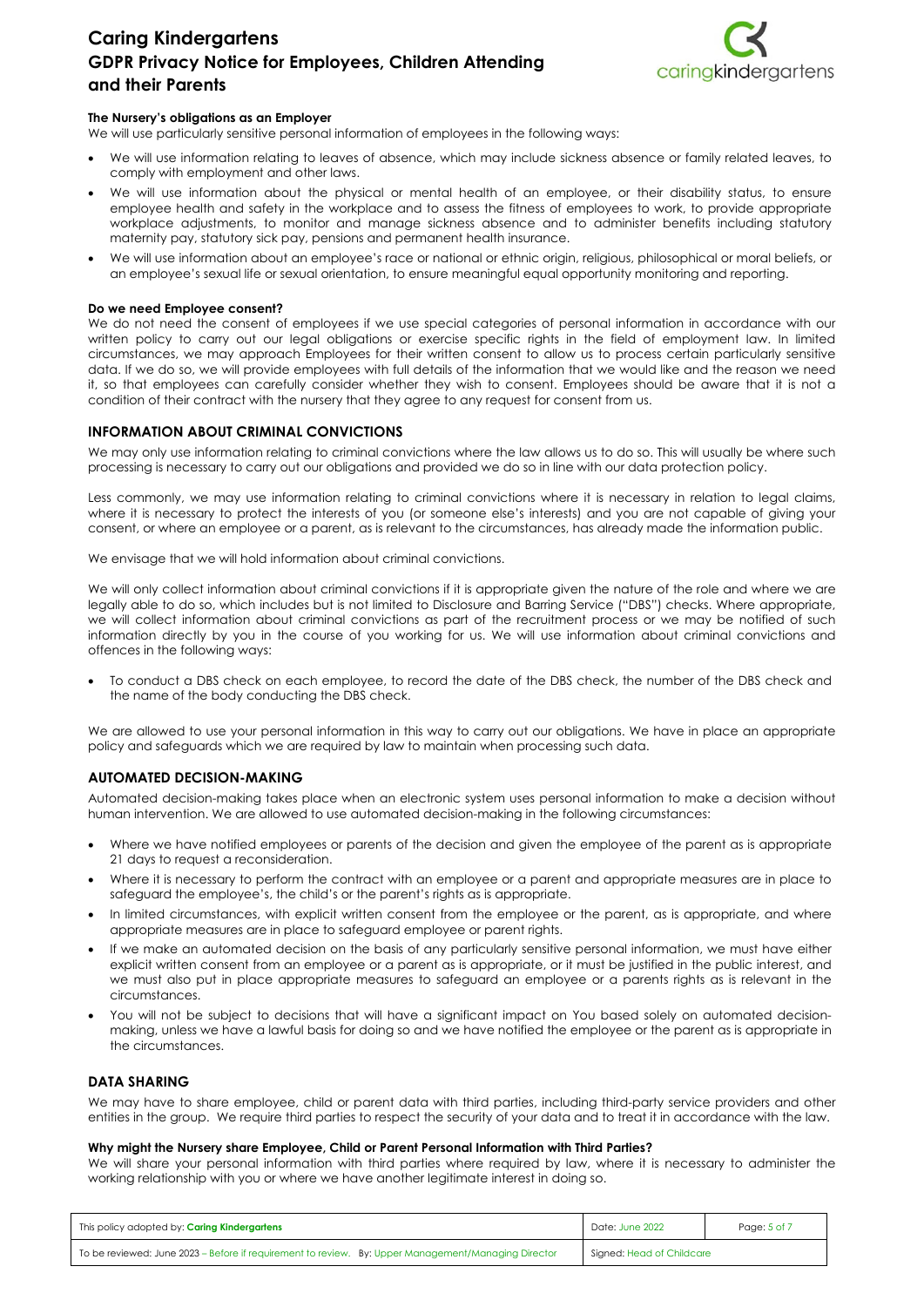**The Nursery's obligations as an Employer**

We will use particularly sensitive personal information of employees in the following ways:

- We will use information relating to leaves of absence, which may include sickness absence or family related leaves, to comply with employment and other laws.
- We will use information about the physical or mental health of an employee, or their disability status, to ensure employee health and safety in the workplace and to assess the fitness of employees to work, to provide appropriate workplace adjustments, to monitor and manage sickness absence and to administer benefits including statutory maternity pay, statutory sick pay, pensions and permanent health insurance.
- We will use information about an employee's race or national or ethnic origin, religious, philosophical or moral beliefs, or an employee's sexual life or sexual orientation, to ensure meaningful equal opportunity monitoring and reporting.

**Do we need Employee consent?**

We do not need the consent of employees if we use special categories of personal information in accordance with our written policy to carry out our legal obligations or exercise specific rights in the field of employment law. In limited circumstances, we may approach Employees for their written consent to allow us to process certain particularly sensitive data. If we do so, we will provide employees with full details of the information that we would like and the reason we need it, so that employees can carefully consider whether they wish to consent. Employees should be aware that it is not a condition of their contract with the nursery that they agree to any request for consent from us.

## INFORMATION ABOUT CRIMINAL CONVICTIONS

We may only use information relating to criminal convictions where the law allows us to do so. This will usually be where such processing is necessary to carry out our obligations and provided we do so in line with our data protection policy.

Less commonly, we may use information relating to criminal convictions where it is necessary in relation to legal claims, where it is necessary to protect the interests of you (or someone else's interests) and you are not capable of giving your consent, or where an employee or a parent, as is relevant to the circumstances, has already made the information public.

We envisage that we will hold information about criminal convictions.

We will only collect information about criminal convictions if it is appropriate given the nature of the role and where we are legally able to do so, which includes but is not limited to Disclosure and Barring Service ("DBS") checks. Where appropriate, we will collect information about criminal convictions as part of the recruitment process or we may be notified of such information directly by you in the course of you working for us. We will use information about criminal convictions and offences in the following ways:

- To conduct a DBS check on each employee, to record the date of the DBS check, the number of the DBS check and the name of the body conducting the DBS check.

We are allowed to use your personal information in this way to carry out our obligations. We have in place an appropriate policy and safeguards which we are required by law to maintain when processing such data.

## AUTOMATED DECISION-MAKING

Automated decision-making takes place when an electronic system uses personal information to make a decision without human intervention. We are allowed to use automated decision-making in the following circumstances:

- Where we have notified employees or parents of the decision and given the employee of the parent as is appropriate 21 days to request a reconsideration.
- Where it is necessary to perform the contract with an employee or a parent and appropriate measures are in place to safeguard the employee's, the child's or the parent's rights as is appropriate.
- In limited circumstances, with explicit written consent from the employee or the parent, as is appropriate, and where appropriate measures are in place to safeguard employee or parent rights.
- If we make an automated decision on the basis of any particularly sensitive personal information, we must have either explicit written consent from an employee or a parent as is appropriate, or it must be justified in the public interest, and we must also put in place appropriate measures to safeguard an employee or a parents rights as is relevant in the circumstances.
- You will not be subject to decisions that will have a significant impact on You based solely on automated decision-making, unless we have a lawful basis for doing so and we have notified the employee or the parent as is appropriate in the circumstances.

## DATA SHARING

We may have to share employee, child or parent data with third parties, including third-party service providers and other entities in the group. We require third parties to respect the security of your data and to treat it in accordance with the law.

**Why might the Nursery share Employee, Child or Parent Personal Information with Third Parties?**

We will share your personal information with third parties where required by law, where it is necessary to administer the working relationship with you or where we have another legitimate interest in doing so.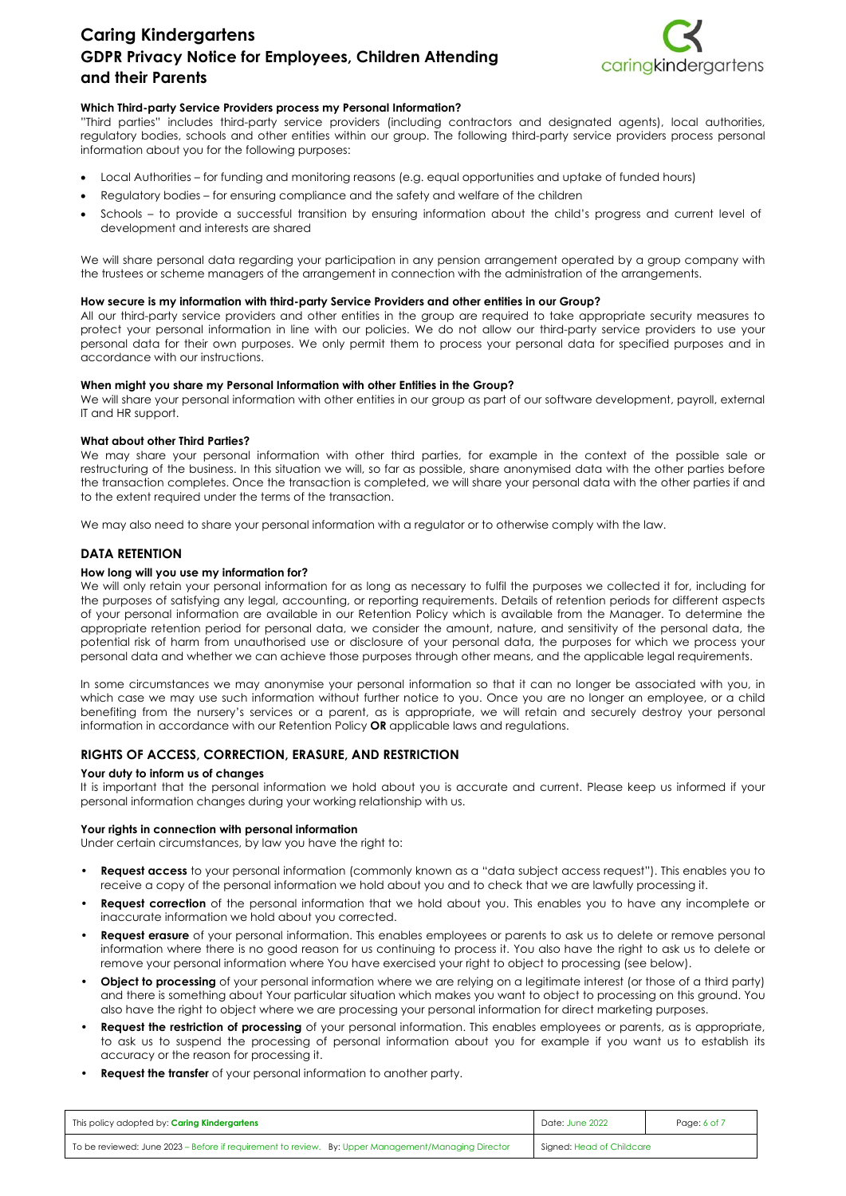**Which Third-party Service Providers process my Personal Information?**

"Third parties" includes third-party service providers (including contractors and designated agents), local authorities, regulatory bodies, schools and other entities within our group. The following third-party service providers process personal information about you for the following purposes:

- Local Authorities – for funding and monitoring reasons (e.g. equal opportunities and uptake of funded hours)
- Regulatory bodies – for ensuring compliance and the safety and welfare of the children
- Schools – to provide a successful transition by ensuring information about the child's progress and current level of development and interests are shared

We will share personal data regarding your participation in any pension arrangement operated by a group company with the trustees or scheme managers of the arrangement in connection with the administration of the arrangements.

**How secure is my information with third-party Service Providers and other entities in our Group?**

All our third-party service providers and other entities in the group are required to take appropriate security measures to protect your personal information in line with our policies. We do not allow our third-party service providers to use your personal data for their own purposes. We only permit them to process your personal data for specified purposes and in accordance with our instructions.

**When might you share my Personal Information with other Entities in the Group?**

We will share your personal information with other entities in our group as part of our software development, payroll, external IT and HR support.

**What about other Third Parties?**

We may share your personal information with other third parties, for example in the context of the possible sale or restructuring of the business. In this situation we will, so far as possible, share anonymised data with the other parties before the transaction completes. Once the transaction is completed, we will share your personal data with the other parties if and to the extent required under the terms of the transaction.

We may also need to share your personal information with a regulator or to otherwise comply with the law.

## DATA RETENTION

**How long will you use my information for?**

We will only retain your personal information for as long as necessary to fulfil the purposes we collected it for, including for the purposes of satisfying any legal, accounting, or reporting requirements. Details of retention periods for different aspects of your personal information are available in our Retention Policy which is available from the Manager. To determine the appropriate retention period for personal data, we consider the amount, nature, and sensitivity of the personal data, the potential risk of harm from unauthorised use or disclosure of your personal data, the purposes for which we process your personal data and whether we can achieve those purposes through other means, and the applicable legal requirements.

In some circumstances we may anonymise your personal information so that it can no longer be associated with you, in which case we may use such information without further notice to you. Once you are no longer an employee, or a child benefiting from the nursery's services or a parent, as is appropriate, we will retain and securely destroy your personal information in accordance with our Retention Policy **OR** applicable laws and regulations.

## RIGHTS OF ACCESS, CORRECTION, ERASURE, AND RESTRICTION

**Your duty to inform us of changes**

It is important that the personal information we hold about you is accurate and current. Please keep us informed if your personal information changes during your working relationship with us.

**Your rights in connection with personal information**

Under certain circumstances, by law you have the right to:

- **Request access** to your personal information (commonly known as a "data subject access request"). This enables you to receive a copy of the personal information we hold about you and to check that we are lawfully processing it.
- **Request correction** of the personal information that we hold about you. This enables you to have any incomplete or inaccurate information we hold about you corrected.
- **Request erasure** of your personal information. This enables employees or parents to ask us to delete or remove personal information where there is no good reason for us continuing to process it. You also have the right to ask us to delete or remove your personal information where You have exercised your right to object to processing (see below).
- **Object to processing** of your personal information where we are relying on a legitimate interest (or those of a third party) and there is something about Your particular situation which makes you want to object to processing on this ground. You also have the right to object where we are processing your personal information for direct marketing purposes.
- **Request the restriction of processing** of your personal information. This enables employees or parents, as is appropriate, to ask us to suspend the processing of personal information about you for example if you want us to establish its accuracy or the reason for processing it.
- **Request the transfer** of your personal information to another party.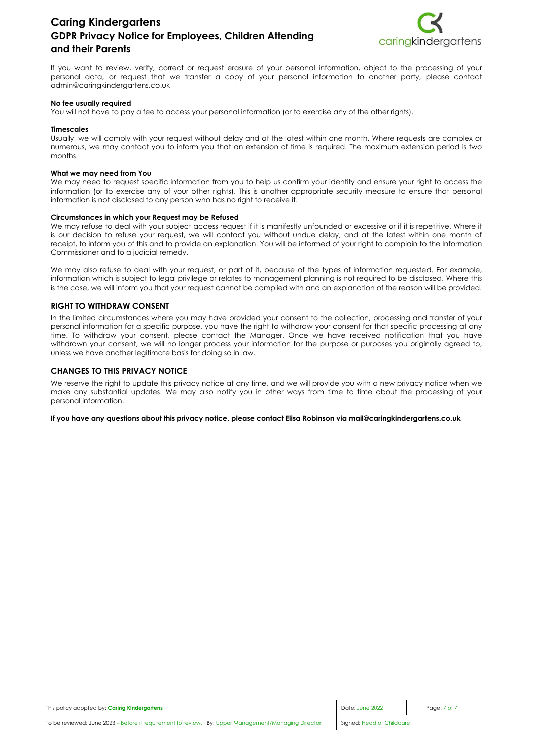If you want to review, verify, correct or request erasure of your personal information, object to the processing of your personal data, or request that we transfer a copy of your personal information to another party, please contact admin@caringkindergartens.co.uk

**No fee usually required**

You will not have to pay a fee to access your personal information (or to exercise any of the other rights).

**Timescales**

Usually, we will comply with your request without delay and at the latest within one month. Where requests are complex or numerous, we may contact you to inform you that an extension of time is required. The maximum extension period is two months.

**What we may need from You**

We may need to request specific information from you to help us confirm your identity and ensure your right to access the information (or to exercise any of your other rights). This is another appropriate security measure to ensure that personal information is not disclosed to any person who has no right to receive it.

**Circumstances in which your Request may be Refused**

We may refuse to deal with your subject access request if it is manifestly unfounded or excessive or if it is repetitive. Where it is our decision to refuse your request, we will contact you without undue delay, and at the latest within one month of receipt, to inform you of this and to provide an explanation. You will be informed of your right to complain to the Information Commissioner and to a judicial remedy.

We may also refuse to deal with your request, or part of it, because of the types of information requested. For example, information which is subject to legal privilege or relates to management planning is not required to be disclosed. Where this is the case, we will inform you that your request cannot be complied with and an explanation of the reason will be provided.

## RIGHT TO WITHDRAW CONSENT

In the limited circumstances where you may have provided your consent to the collection, processing and transfer of your personal information for a specific purpose, you have the right to withdraw your consent for that specific processing at any time. To withdraw your consent, please contact the Manager. Once we have received notification that you have withdrawn your consent, we will no longer process your information for the purpose or purposes you originally agreed to, unless we have another legitimate basis for doing so in law.

## CHANGES TO THIS PRIVACY NOTICE

We reserve the right to update this privacy notice at any time, and we will provide you with a new privacy notice when we make any substantial updates. We may also notify you in other ways from time to time about the processing of your personal information.

**If you have any questions about this privacy notice, please contact Elisa Robinson via mail@caringkindergartens.co.uk**

| | | |
|---|---|---|
| This policy adopted by: **Caring Kindergartens** | Date: June 2022 | Page: 7 of 7 |
| To be reviewed: June 2023 – Before if requirement to review. By: Upper Management/Managing Director | Signed: Head of Childcare | |